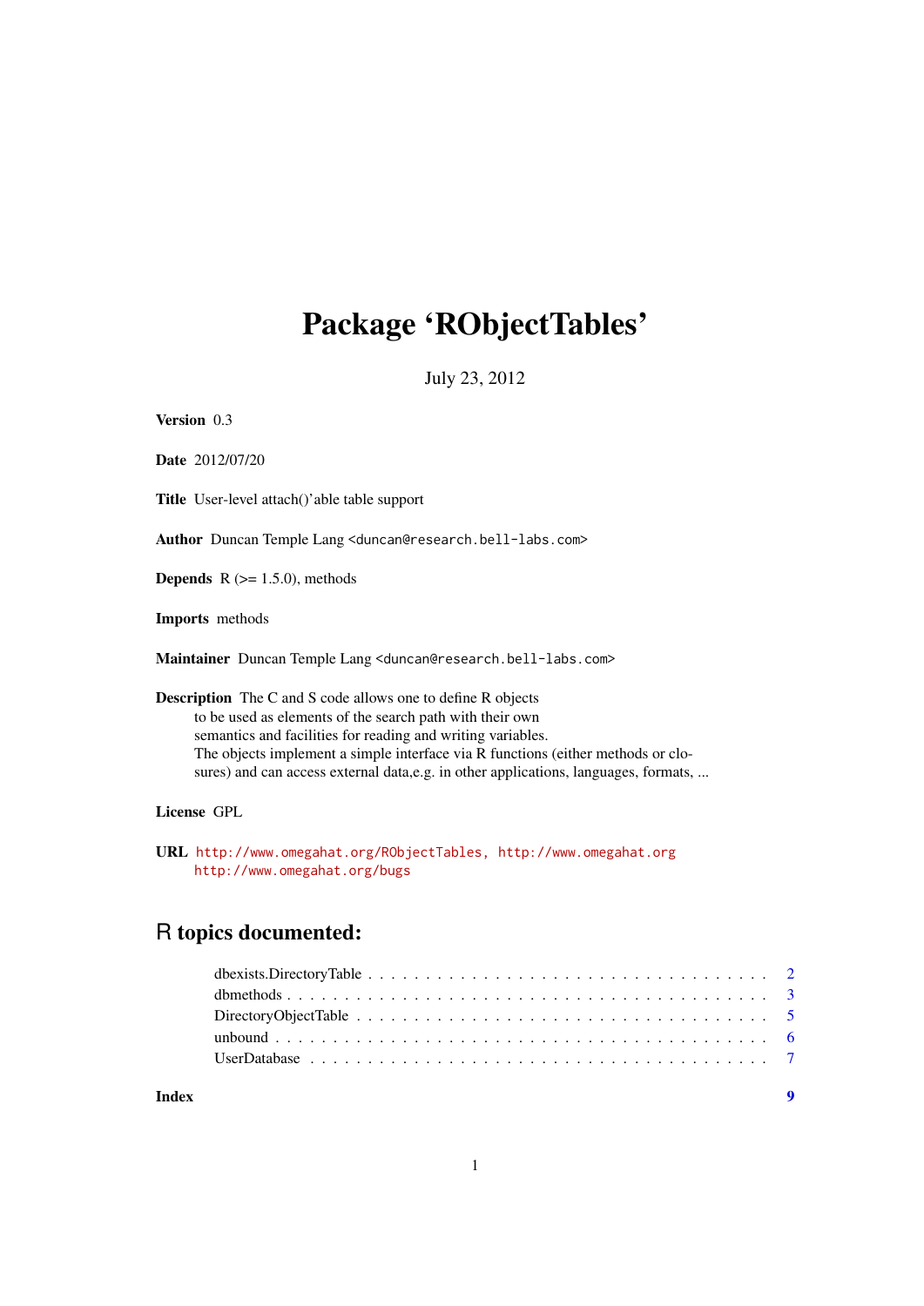# Package 'RObjectTables'

July 23, 2012

**Version** 0.3

**Date** 2012/07/20

**Title** User-level attach()'able table support

**Author** Duncan Temple Lang <duncan@research.bell-labs.com>

**Depends** R (>= 1.5.0), methods

**Imports** methods

**Maintainer** Duncan Temple Lang <duncan@research.bell-labs.com>

**Description** The C and S code allows one to define R objects
to be used as elements of the search path with their own
semantics and facilities for reading and writing variables.
The objects implement a simple interface via R functions (either methods or closures) and can access external data,e.g. in other applications, languages, formats, ...

**License** GPL

**URL** http://www.omegahat.org/RObjectTables, http://www.omegahat.org
http://www.omegahat.org/bugs

## R topics documented:

| | |
|---|---|
| dbexists.DirectoryTable | 2 |
| dbmethods | 3 |
| DirectoryObjectTable | 5 |
| unbound | 6 |
| UserDatabase | 7 |
| **Index** | **9** |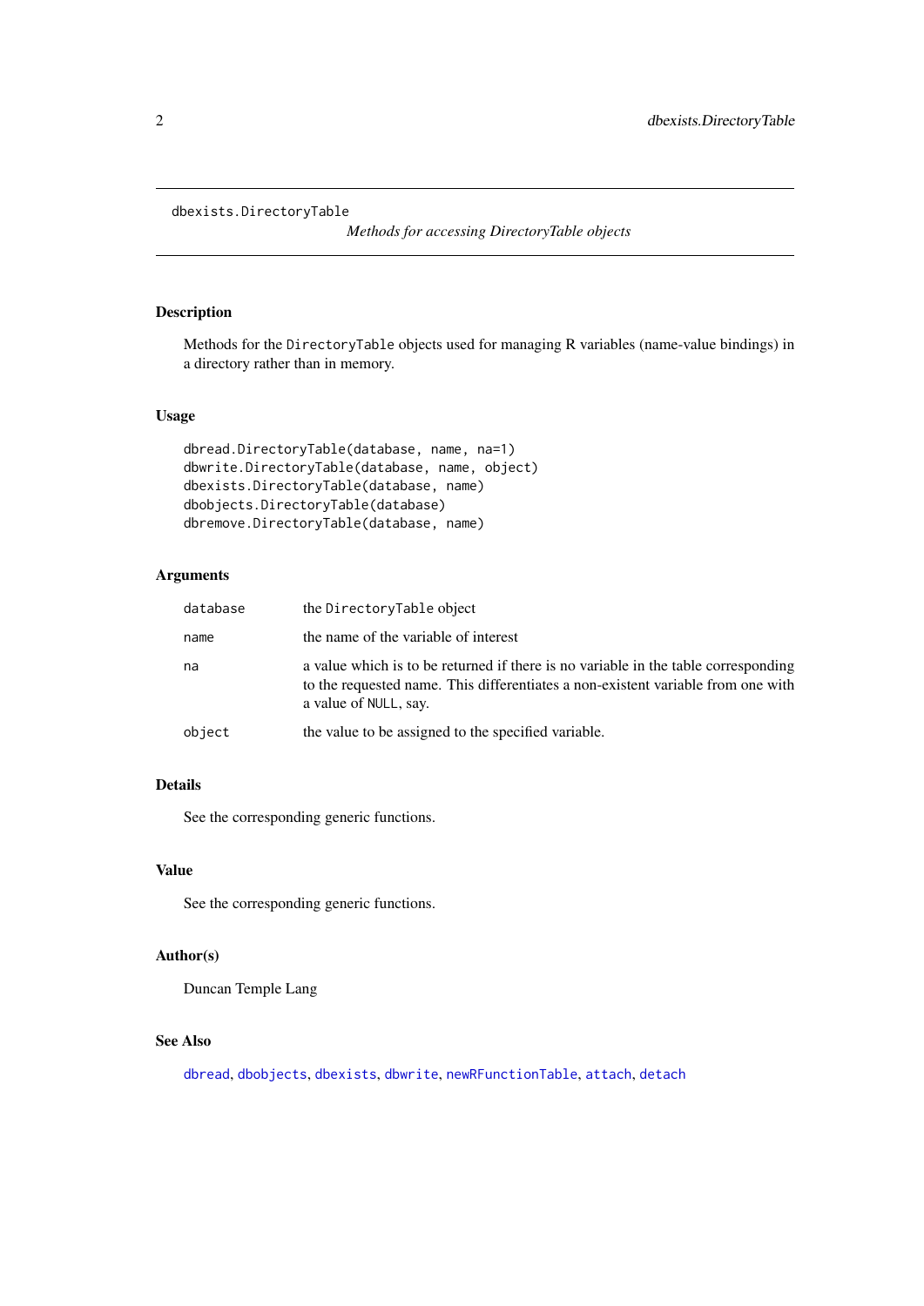`dbexists.DirectoryTable` — *Methods for accessing DirectoryTable objects*

## Description

Methods for the `DirectoryTable` objects used for managing R variables (name-value bindings) in a directory rather than in memory.

## Usage

```
dbread.DirectoryTable(database, name, na=1)
dbwrite.DirectoryTable(database, name, object)
dbexists.DirectoryTable(database, name)
dbobjects.DirectoryTable(database)
dbremove.DirectoryTable(database, name)
```

## Arguments

| | |
|---|---|
| `database` | the `DirectoryTable` object |
| `name` | the name of the variable of interest |
| `na` | a value which is to be returned if there is no variable in the table corresponding to the requested name. This differentiates a non-existent variable from one with a value of `NULL`, say. |
| `object` | the value to be assigned to the specified variable. |

## Details

See the corresponding generic functions.

## Value

See the corresponding generic functions.

## Author(s)

Duncan Temple Lang

## See Also

`dbread`, `dbobjects`, `dbexists`, `dbwrite`, `newRFunctionTable`, `attach`, `detach`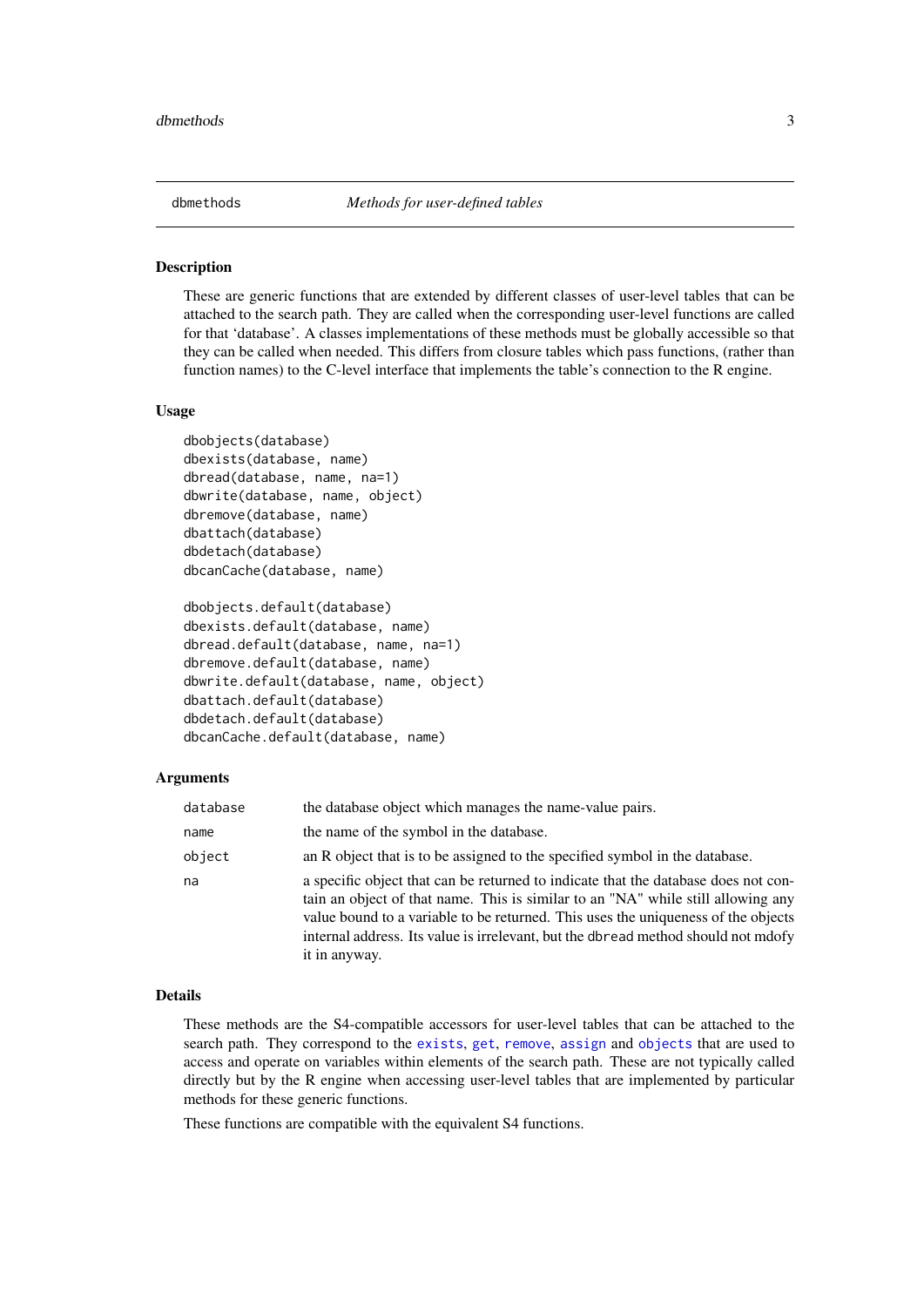dbmethods *Methods for user-defined tables*

### Description

These are generic functions that are extended by different classes of user-level tables that can be attached to the search path. They are called when the corresponding user-level functions are called for that 'database'. A classes implementations of these methods must be globally accessible so that they can be called when needed. This differs from closure tables which pass functions, (rather than function names) to the C-level interface that implements the table's connection to the R engine.

### Usage

```
dbobjects(database)
dbexists(database, name)
dbread(database, name, na=1)
dbwrite(database, name, object)
dbremove(database, name)
dbattach(database)
dbdetach(database)
dbcanCache(database, name)

dbobjects.default(database)
dbexists.default(database, name)
dbread.default(database, name, na=1)
dbremove.default(database, name)
dbwrite.default(database, name, object)
dbattach.default(database)
dbdetach.default(database)
dbcanCache.default(database, name)
```

### Arguments

| | |
|---|---|
| `database` | the database object which manages the name-value pairs. |
| `name` | the name of the symbol in the database. |
| `object` | an R object that is to be assigned to the specified symbol in the database. |
| `na` | a specific object that can be returned to indicate that the database does not contain an object of that name. This is similar to an "NA" while still allowing any value bound to a variable to be returned. This uses the uniqueness of the objects internal address. Its value is irrelevant, but the `dbread` method should not mdofy it in anyway. |

### Details

These methods are the S4-compatible accessors for user-level tables that can be attached to the search path. They correspond to the `exists`, `get`, `remove`, `assign` and `objects` that are used to access and operate on variables within elements of the search path. These are not typically called directly but by the R engine when accessing user-level tables that are implemented by particular methods for these generic functions.

These functions are compatible with the equivalent S4 functions.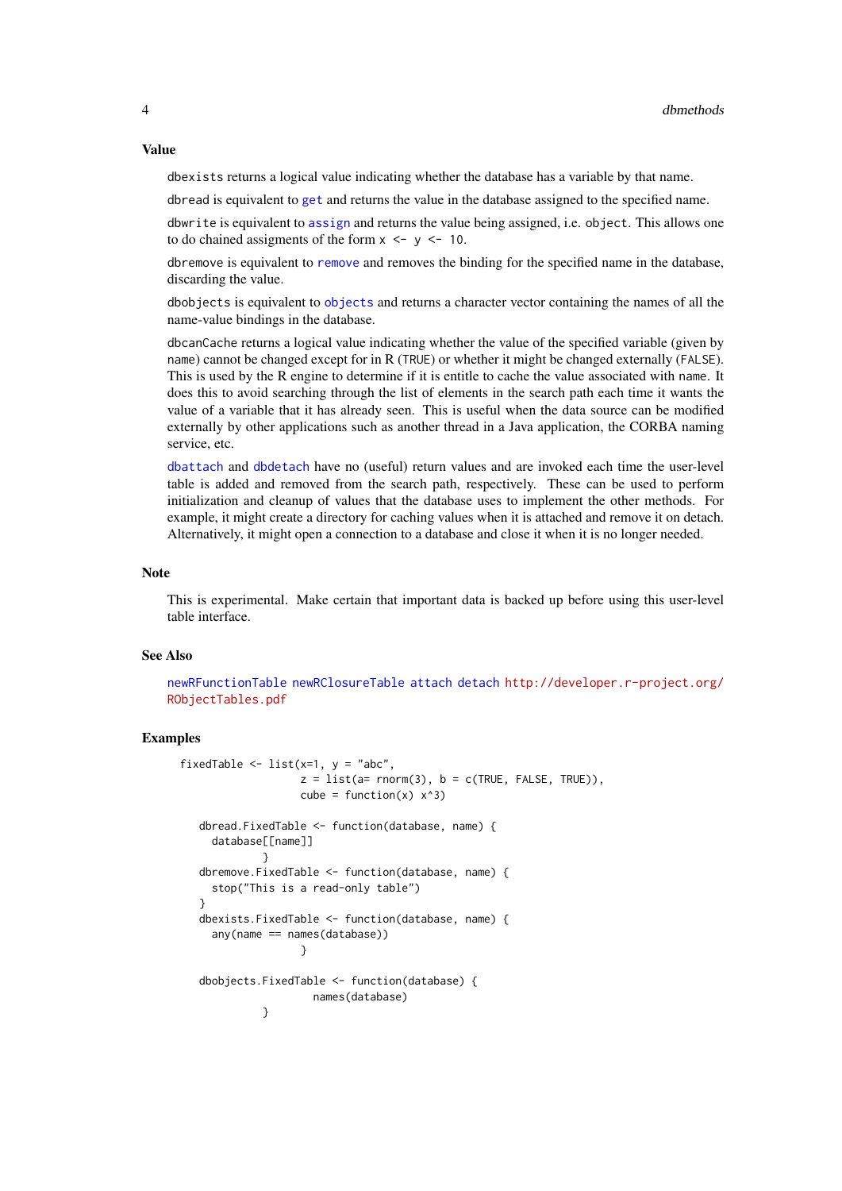### Value

`dbexists` returns a logical value indicating whether the database has a variable by that name.

`dbread` is equivalent to `get` and returns the value in the database assigned to the specified name.

`dbwrite` is equivalent to `assign` and returns the value being assigned, i.e. `object`. This allows one to do chained assigments of the form `x <- y <- 10`.

`dbremove` is equivalent to `remove` and removes the binding for the specified name in the database, discarding the value.

`dbobjects` is equivalent to `objects` and returns a character vector containing the names of all the name-value bindings in the database.

`dbcanCache` returns a logical value indicating whether the value of the specified variable (given by `name`) cannot be changed except for in R (`TRUE`) or whether it might be changed externally (`FALSE`). This is used by the R engine to determine if it is entitle to cache the value associated with `name`. It does this to avoid searching through the list of elements in the search path each time it wants the value of a variable that it has already seen. This is useful when the data source can be modified externally by other applications such as another thread in a Java application, the CORBA naming service, etc.

`dbattach` and `dbdetach` have no (useful) return values and are invoked each time the user-level table is added and removed from the search path, respectively. These can be used to perform initialization and cleanup of values that the database uses to implement the other methods. For example, it might create a directory for caching values when it is attached and remove it on detach. Alternatively, it might open a connection to a database and close it when it is no longer needed.

### Note

This is experimental. Make certain that important data is backed up before using this user-level table interface.

### See Also

`newRFunctionTable` `newRClosureTable` `attach` `detach` `http://developer.r-project.org/RObjectTables.pdf`

### Examples

```
fixedTable <- list(x=1, y = "abc",
                   z = list(a= rnorm(3), b = c(TRUE, FALSE, TRUE)),
                   cube = function(x) x^3)

   dbread.FixedTable <- function(database, name) {
     database[[name]]
             }
   dbremove.FixedTable <- function(database, name) {
     stop("This is a read-only table")
   }
   dbexists.FixedTable <- function(database, name) {
     any(name == names(database))
                   }

   dbobjects.FixedTable <- function(database) {
                     names(database)
             }
```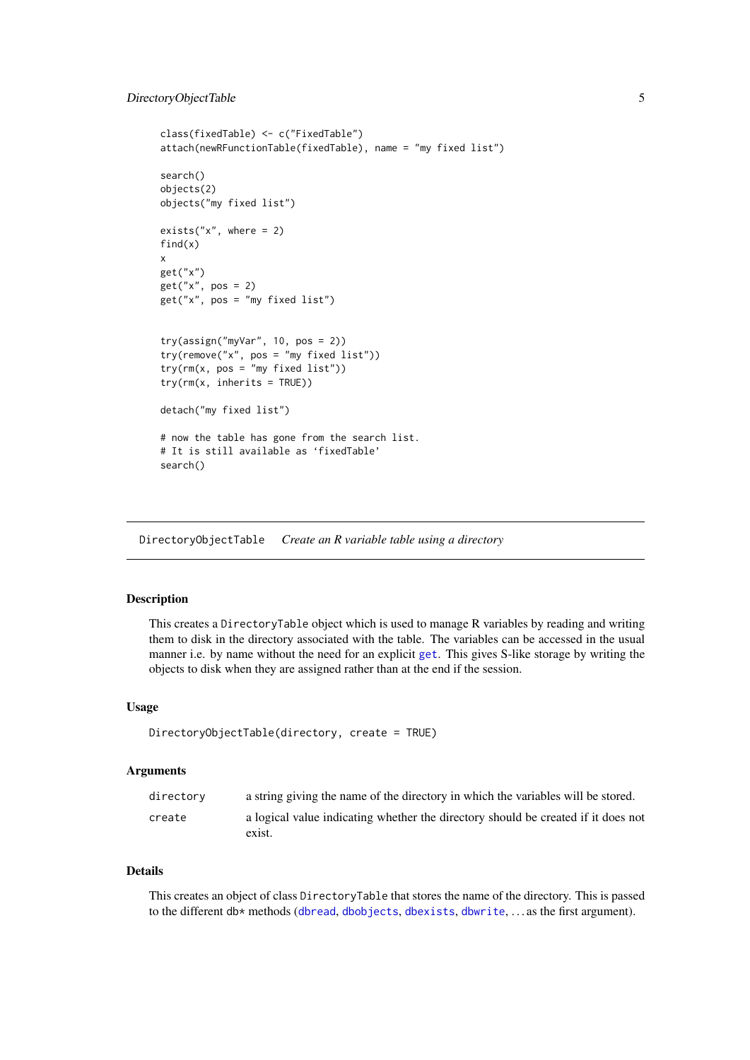```
class(fixedTable) <- c("FixedTable")
attach(newRFunctionTable(fixedTable), name = "my fixed list")

search()
objects(2)
objects("my fixed list")

exists("x", where = 2)
find(x)
x
get("x")
get("x", pos = 2)
get("x", pos = "my fixed list")


try(assign("myVar", 10, pos = 2))
try(remove("x", pos = "my fixed list"))
try(rm(x, pos = "my fixed list"))
try(rm(x, inherits = TRUE))

detach("my fixed list")

# now the table has gone from the search list.
# It is still available as 'fixedTable'
search()
```

## DirectoryObjectTable *Create an R variable table using a directory*

### Description

This creates a `DirectoryTable` object which is used to manage R variables by reading and writing them to disk in the directory associated with the table. The variables can be accessed in the usual manner i.e. by name without the need for an explicit `get`. This gives S-like storage by writing the objects to disk when they are assigned rather than at the end if the session.

### Usage

```
DirectoryObjectTable(directory, create = TRUE)
```

### Arguments

| | |
|---|---|
| `directory` | a string giving the name of the directory in which the variables will be stored. |
| `create` | a logical value indicating whether the directory should be created if it does not exist. |

### Details

This creates an object of class `DirectoryTable` that stores the name of the directory. This is passed to the different `db*` methods (`dbread`, `dbobjects`, `dbexists`, `dbwrite`, ... as the first argument).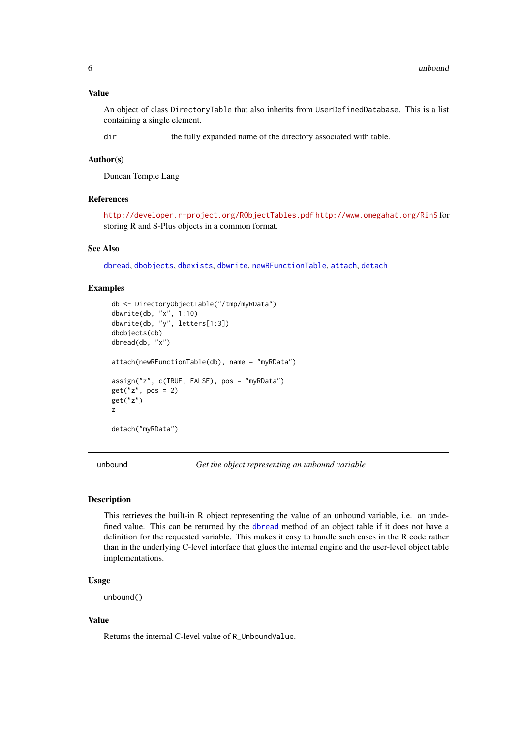### Value

An object of class `DirectoryTable` that also inherits from `UserDefinedDatabase`. This is a list containing a single element.

`dir` the fully expanded name of the directory associated with table.

### Author(s)

Duncan Temple Lang

### References

http://developer.r-project.org/RObjectTables.pdf http://www.omegahat.org/RinS for storing R and S-Plus objects in a common format.

### See Also

`dbread`, `dbobjects`, `dbexists`, `dbwrite`, `newRFunctionTable`, `attach`, `detach`

### Examples

```
db <- DirectoryObjectTable("/tmp/myRData")
dbwrite(db, "x", 1:10)
dbwrite(db, "y", letters[1:3])
dbobjects(db)
dbread(db, "x")

attach(newRFunctionTable(db), name = "myRData")

assign("z", c(TRUE, FALSE), pos = "myRData")
get("z", pos = 2)
get("z")
z

detach("myRData")
```

---

## unbound *Get the object representing an unbound variable*

---

### Description

This retrieves the built-in R object representing the value of an unbound variable, i.e. an undefined value. This can be returned by the `dbread` method of an object table if it does not have a definition for the requested variable. This makes it easy to handle such cases in the R code rather than in the underlying C-level interface that glues the internal engine and the user-level object table implementations.

### Usage

```
unbound()
```

### Value

Returns the internal C-level value of `R_UnboundValue`.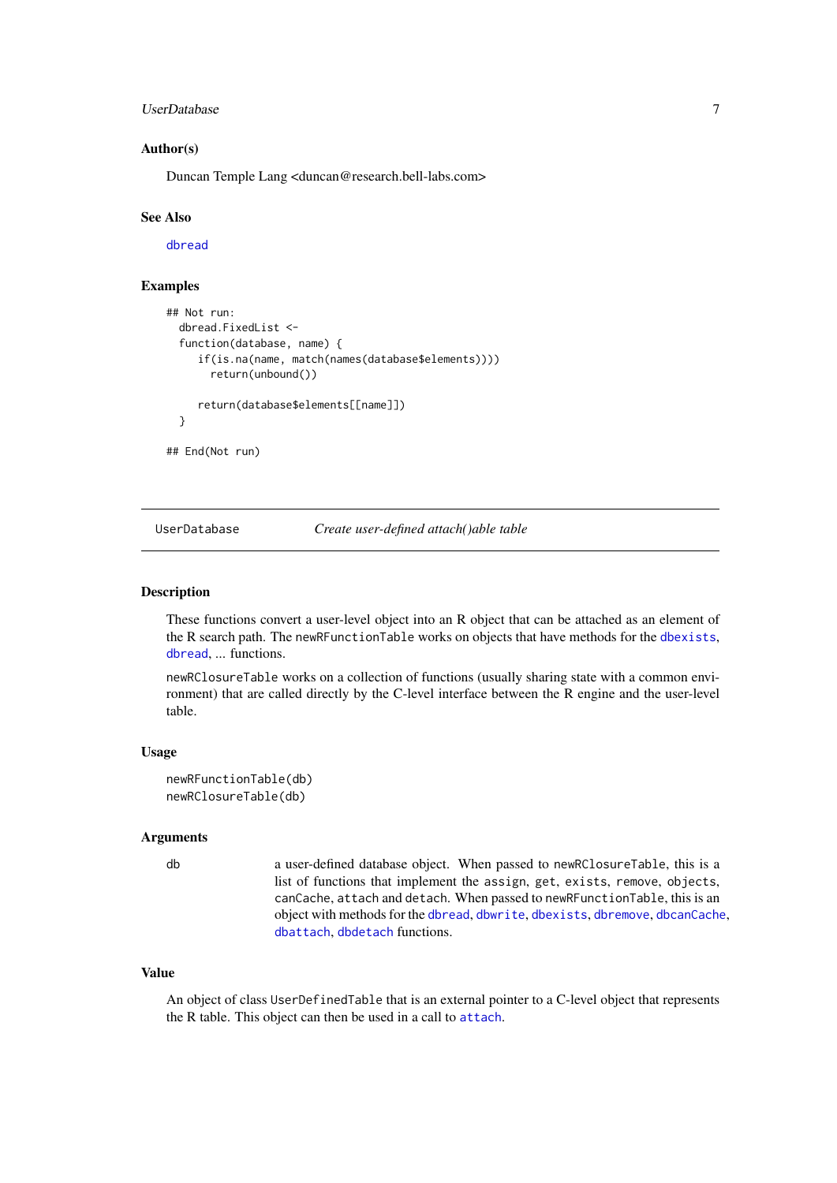## Author(s)

Duncan Temple Lang <duncan@research.bell-labs.com>

## See Also

dbread

## Examples

```
## Not run:
  dbread.FixedList <-
  function(database, name) {
     if(is.na(name, match(names(database$elements))))
       return(unbound())

     return(database$elements[[name]])
  }

## End(Not run)
```

---

UserDatabase — *Create user-defined attach()able table*

---

## Description

These functions convert a user-level object into an R object that can be attached as an element of the R search path. The `newRFunctionTable` works on objects that have methods for the `dbexists`, `dbread`, ... functions.

`newRClosureTable` works on a collection of functions (usually sharing state with a common environment) that are called directly by the C-level interface between the R engine and the user-level table.

## Usage

```
newRFunctionTable(db)
newRClosureTable(db)
```

## Arguments

| | |
|---|---|
| `db` | a user-defined database object. When passed to `newRClosureTable`, this is a list of functions that implement the `assign`, `get`, `exists`, `remove`, `objects`, `canCache`, `attach` and `detach`. When passed to `newRFunctionTable`, this is an object with methods for the `dbread`, `dbwrite`, `dbexists`, `dbremove`, `dbcanCache`, `dbattach`, `dbdetach` functions. |

## Value

An object of class `UserDefinedTable` that is an external pointer to a C-level object that represents the R table. This object can then be used in a call to `attach`.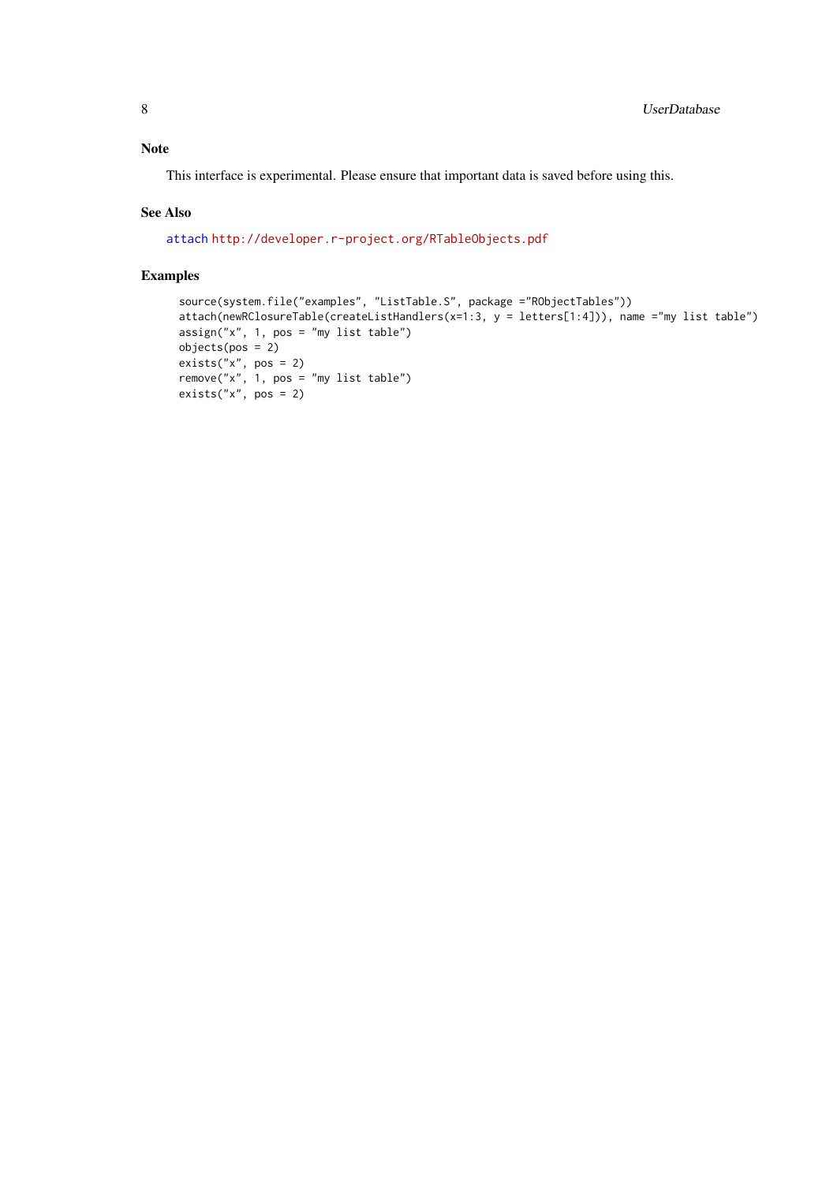## Note

This interface is experimental. Please ensure that important data is saved before using this.

## See Also

attach http://developer.r-project.org/RTableObjects.pdf

## Examples

```
source(system.file("examples", "ListTable.S", package ="RObjectTables"))
attach(newRClosureTable(createListHandlers(x=1:3, y = letters[1:4])), name ="my list table")
assign("x", 1, pos = "my list table")
objects(pos = 2)
exists("x", pos = 2)
remove("x", 1, pos = "my list table")
exists("x", pos = 2)
```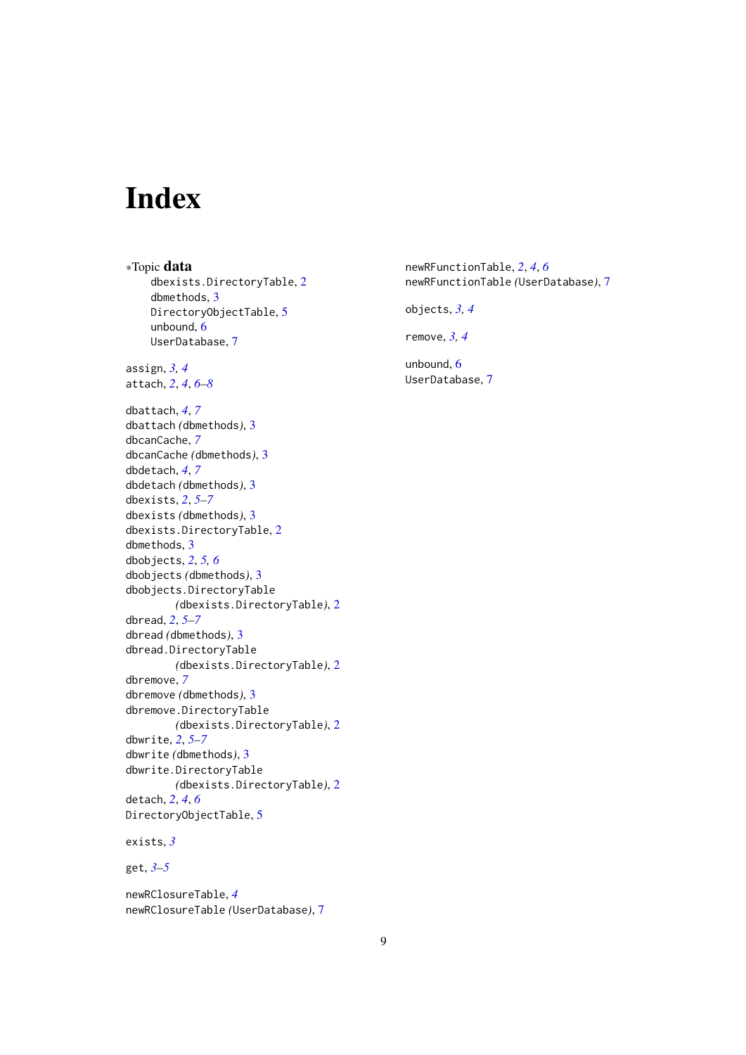# Index

*Topic **data**

dbexists.DirectoryTable, 2
dbmethods, 3
DirectoryObjectTable, 5
unbound, 6
UserDatabase, 7

assign, *3, 4*
attach, *2*, *4*, *6–8*

dbattach, *4*, *7*
dbattach *(*dbmethods*)*, 3
dbcanCache, *7*
dbcanCache *(*dbmethods*)*, 3
dbdetach, *4*, *7*
dbdetach *(*dbmethods*)*, 3
dbexists, *2*, *5–7*
dbexists *(*dbmethods*)*, 3
dbexists.DirectoryTable, 2
dbmethods, 3
dbobjects, *2*, *5, 6*
dbobjects *(*dbmethods*)*, 3
dbobjects.DirectoryTable
*(*dbexists.DirectoryTable*)*, 2
dbread, *2*, *5–7*
dbread *(*dbmethods*)*, 3
dbread.DirectoryTable
*(*dbexists.DirectoryTable*)*, 2
dbremove, *7*
dbremove *(*dbmethods*)*, 3
dbremove.DirectoryTable
*(*dbexists.DirectoryTable*)*, 2
dbwrite, *2*, *5–7*
dbwrite *(*dbmethods*)*, 3
dbwrite.DirectoryTable
*(*dbexists.DirectoryTable*)*, 2
detach, *2*, *4*, *6*
DirectoryObjectTable, 5

exists, *3*

get, *3–5*

newRClosureTable, *4*
newRClosureTable *(*UserDatabase*)*, 7
newRFunctionTable, *2*, *4*, *6*
newRFunctionTable *(*UserDatabase*)*, 7

objects, *3, 4*

remove, *3, 4*

unbound, 6
UserDatabase, 7